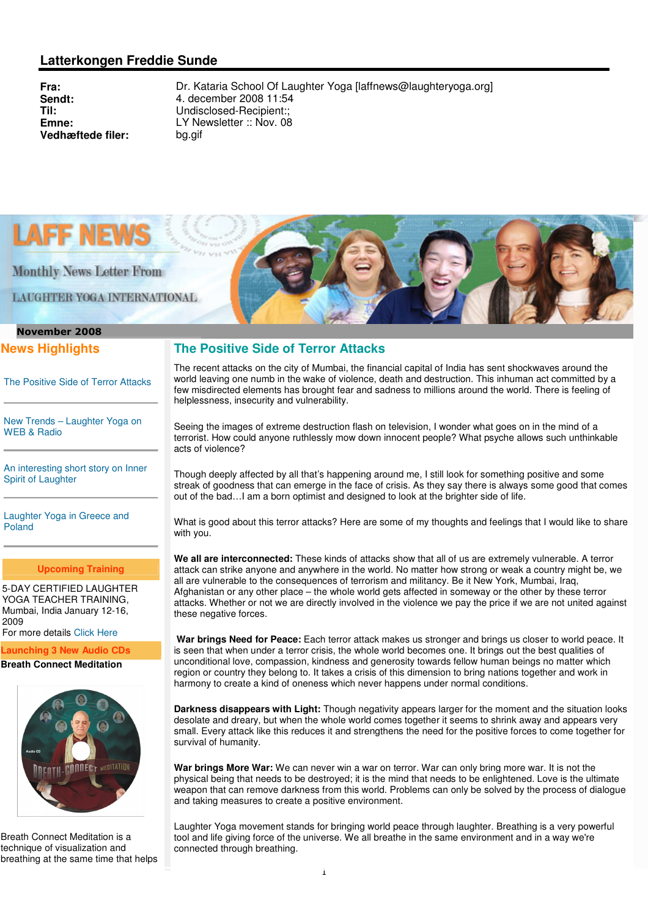## Latterkongen Freddie Sunde

**Fra:** Dr. Kataria School Of Laughter Yoga [laffnews@laughteryoga.org]
**Sendt:** 4. december 2008 11:54
**Til:** Undisclosed-Recipient:;
**Emne:** LY Newsletter :: Nov. 08
**Vedhæftede filer:** bg.gif

# LAFF NEWS

Monthly News Letter From

LAUGHTER YOGA INTERNATIONAL

**November 2008**

## News Highlights

The Positive Side of Terror Attacks

New Trends – Laughter Yoga on WEB & Radio

An interesting short story on Inner Spirit of Laughter

Laughter Yoga in Greece and Poland

**Upcoming Training**

5-DAY CERTIFIED LAUGHTER YOGA TEACHER TRAINING, Mumbai, India January 12-16, 2009
For more details Click Here

**Launching 3 New Audio CDs**

**Breath Connect Meditation**

Breath Connect Meditation is a technique of visualization and breathing at the same time that helps

## The Positive Side of Terror Attacks

The recent attacks on the city of Mumbai, the financial capital of India has sent shockwaves around the world leaving one numb in the wake of violence, death and destruction. This inhuman act committed by a few misdirected elements has brought fear and sadness to millions around the world. There is feeling of helplessness, insecurity and vulnerability.

Seeing the images of extreme destruction flash on television, I wonder what goes on in the mind of a terrorist. How could anyone ruthlessly mow down innocent people? What psyche allows such unthinkable acts of violence?

Though deeply affected by all that's happening around me, I still look for something positive and some streak of goodness that can emerge in the face of crisis. As they say there is always some good that comes out of the bad…I am a born optimist and designed to look at the brighter side of life.

What is good about this terror attacks? Here are some of my thoughts and feelings that I would like to share with you.

**We all are interconnected:** These kinds of attacks show that all of us are extremely vulnerable. A terror attack can strike anyone and anywhere in the world. No matter how strong or weak a country might be, we all are vulnerable to the consequences of terrorism and militancy. Be it New York, Mumbai, Iraq, Afghanistan or any other place – the whole world gets affected in someway or the other by these terror attacks. Whether or not we are directly involved in the violence we pay the price if we are not united against these negative forces.

**War brings Need for Peace:** Each terror attack makes us stronger and brings us closer to world peace. It is seen that when under a terror crisis, the whole world becomes one. It brings out the best qualities of unconditional love, compassion, kindness and generosity towards fellow human beings no matter which region or country they belong to. It takes a crisis of this dimension to bring nations together and work in harmony to create a kind of oneness which never happens under normal conditions.

**Darkness disappears with Light:** Though negativity appears larger for the moment and the situation looks desolate and dreary, but when the whole world comes together it seems to shrink away and appears very small. Every attack like this reduces it and strengthens the need for the positive forces to come together for survival of humanity.

**War brings More War:** We can never win a war on terror. War can only bring more war. It is not the physical being that needs to be destroyed; it is the mind that needs to be enlightened. Love is the ultimate weapon that can remove darkness from this world. Problems can only be solved by the process of dialogue and taking measures to create a positive environment.

Laughter Yoga movement stands for bringing world peace through laughter. Breathing is a very powerful tool and life giving force of the universe. We all breathe in the same environment and in a way we're connected through breathing.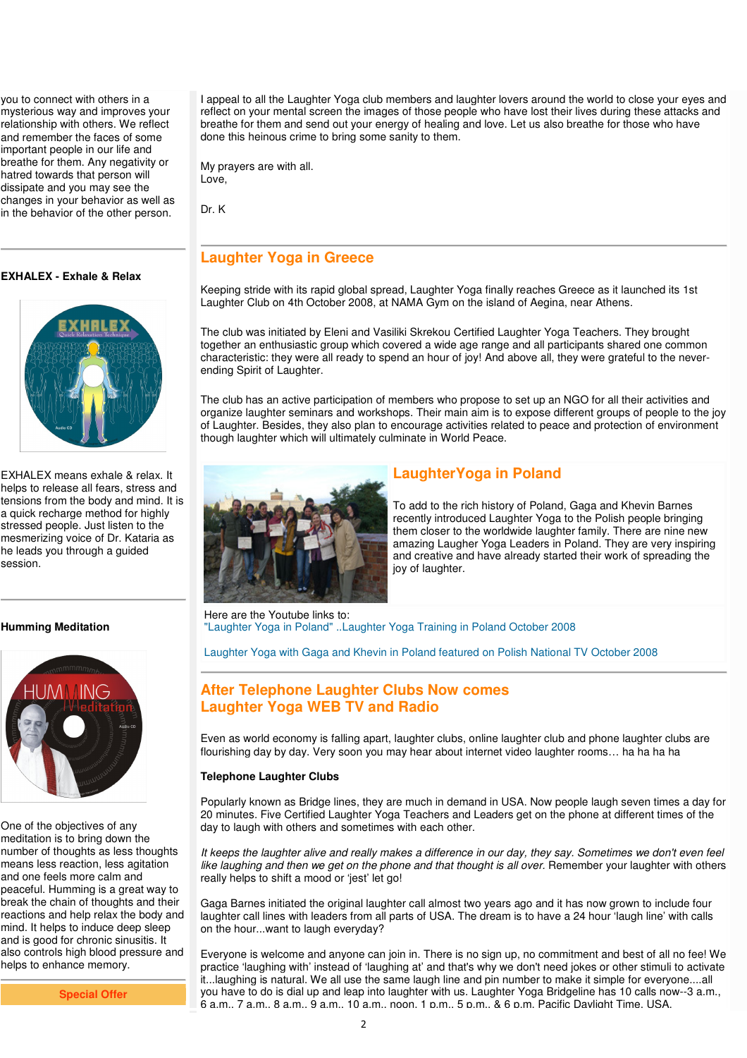you to connect with others in a mysterious way and improves your relationship with others. We reflect and remember the faces of some important people in our life and breathe for them. Any negativity or hatred towards that person will dissipate and you may see the changes in your behavior as well as in the behavior of the other person.

**EXHALEX - Exhale & Relax**

EXHALEX means exhale & relax. It helps to release all fears, stress and tensions from the body and mind. It is a quick recharge method for highly stressed people. Just listen to the mesmerizing voice of Dr. Kataria as he leads you through a guided session.

**Humming Meditation**

One of the objectives of any meditation is to bring down the number of thoughts as less thoughts means less reaction, less agitation and one feels more calm and peaceful. Humming is a great way to break the chain of thoughts and their reactions and help relax the body and mind. It helps to induce deep sleep and is good for chronic sinusitis. It also controls high blood pressure and helps to enhance memory.

**Special Offer**

I appeal to all the Laughter Yoga club members and laughter lovers around the world to close your eyes and reflect on your mental screen the images of those people who have lost their lives during these attacks and breathe for them and send out your energy of healing and love. Let us also breathe for those who have done this heinous crime to bring some sanity to them.

My prayers are with all.
Love,

Dr. K

## Laughter Yoga in Greece

Keeping stride with its rapid global spread, Laughter Yoga finally reaches Greece as it launched its 1st Laughter Club on 4th October 2008, at NAMA Gym on the island of Aegina, near Athens.

The club was initiated by Eleni and Vasiliki Skrekou Certified Laughter Yoga Teachers. They brought together an enthusiastic group which covered a wide age range and all participants shared one common characteristic: they were all ready to spend an hour of joy! And above all, they were grateful to the never-ending Spirit of Laughter.

The club has an active participation of members who propose to set up an NGO for all their activities and organize laughter seminars and workshops. Their main aim is to expose different groups of people to the joy of Laughter. Besides, they also plan to encourage activities related to peace and protection of environment though laughter which will ultimately culminate in World Peace.

## LaughterYoga in Poland

To add to the rich history of Poland, Gaga and Khevin Barnes recently introduced Laughter Yoga to the Polish people bringing them closer to the worldwide laughter family. There are nine new amazing Laugher Yoga Leaders in Poland. They are very inspiring and creative and have already started their work of spreading the joy of laughter.

Here are the Youtube links to:
"Laughter Yoga in Poland" ..Laughter Yoga Training in Poland October 2008

Laughter Yoga with Gaga and Khevin in Poland featured on Polish National TV October 2008

## After Telephone Laughter Clubs Now comes Laughter Yoga WEB TV and Radio

Even as world economy is falling apart, laughter clubs, online laughter club and phone laughter clubs are flourishing day by day. Very soon you may hear about internet video laughter rooms… ha ha ha ha

**Telephone Laughter Clubs**

Popularly known as Bridge lines, they are much in demand in USA. Now people laugh seven times a day for 20 minutes. Five Certified Laughter Yoga Teachers and Leaders get on the phone at different times of the day to laugh with others and sometimes with each other.

*It keeps the laughter alive and really makes a difference in our day, they say. Sometimes we don't even feel like laughing and then we get on the phone and that thought is all over.* Remember your laughter with others really helps to shift a mood or 'jest' let go!

Gaga Barnes initiated the original laughter call almost two years ago and it has now grown to include four laughter call lines with leaders from all parts of USA. The dream is to have a 24 hour 'laugh line' with calls on the hour...want to laugh everyday?

Everyone is welcome and anyone can join in. There is no sign up, no commitment and best of all no fee! We practice 'laughing with' instead of 'laughing at' and that's why we don't need jokes or other stimuli to activate it...laughing is natural. We all use the same laugh line and pin number to make it simple for everyone....all you have to do is dial up and leap into laughter with us. Laughter Yoga Bridgeline has 10 calls now--3 a.m., 6 a.m., 7 a.m., 8 a.m., 9 a.m., 10 a.m., noon, 1 p.m., 5 p.m., & 6 p.m. Pacific Daylight Time, USA.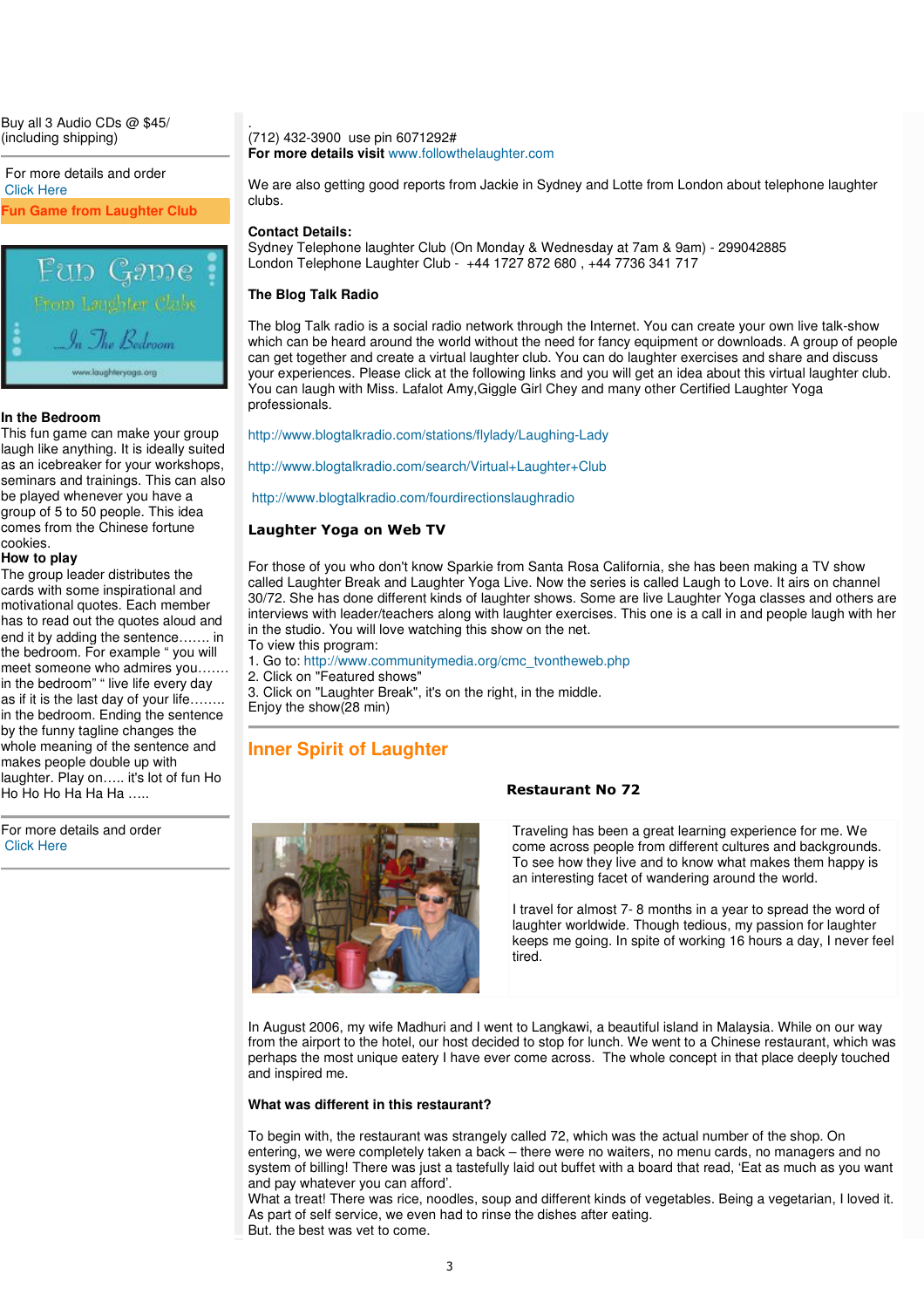Buy all 3 Audio CDs @ $45/ (including shipping)

For more details and order
Click Here

**Fun Game from Laughter Club**

**In the Bedroom**
This fun game can make your group laugh like anything. It is ideally suited as an icebreaker for your workshops, seminars and trainings. This can also be played whenever you have a group of 5 to 50 people. This idea comes from the Chinese fortune cookies.

**How to play**
The group leader distributes the cards with some inspirational and motivational quotes. Each member has to read out the quotes aloud and end it by adding the sentence……. in the bedroom. For example " you will meet someone who admires you……. in the bedroom" " live life every day as if it is the last day of your life…….. in the bedroom. Ending the sentence by the funny tagline changes the whole meaning of the sentence and makes people double up with laughter. Play on….. it's lot of fun Ho Ho Ho Ha Ha Ha …..

For more details and order
Click Here

.
(712) 432-3900 use pin 6071292#
**For more details visit** www.followthelaughter.com

We are also getting good reports from Jackie in Sydney and Lotte from London about telephone laughter clubs.

**Contact Details:**
Sydney Telephone laughter Club (On Monday & Wednesday at 7am & 9am) - 299042885
London Telephone Laughter Club - +44 1727 872 680 , +44 7736 341 717

**The Blog Talk Radio**

The blog Talk radio is a social radio network through the Internet. You can create your own live talk-show which can be heard around the world without the need for fancy equipment or downloads. A group of people can get together and create a virtual laughter club. You can do laughter exercises and share and discuss your experiences. Please click at the following links and you will get an idea about this virtual laughter club. You can laugh with Miss. Lafalot Amy,Giggle Girl Chey and many other Certified Laughter Yoga professionals.

http://www.blogtalkradio.com/stations/flylady/Laughing-Lady

http://www.blogtalkradio.com/search/Virtual+Laughter+Club

http://www.blogtalkradio.com/fourdirectionslaughradio

**Laughter Yoga on Web TV**

For those of you who don't know Sparkie from Santa Rosa California, she has been making a TV show called Laughter Break and Laughter Yoga Live. Now the series is called Laugh to Love. It airs on channel 30/72. She has done different kinds of laughter shows. Some are live Laughter Yoga classes and others are interviews with leader/teachers along with laughter exercises. This one is a call in and people laugh with her in the studio. You will love watching this show on the net.
To view this program:
1. Go to: http://www.communitymedia.org/cmc_tvontheweb.php
2. Click on "Featured shows"
3. Click on "Laughter Break", it's on the right, in the middle.
Enjoy the show(28 min)

## Inner Spirit of Laughter

### Restaurant No 72

Traveling has been a great learning experience for me. We come across people from different cultures and backgrounds. To see how they live and to know what makes them happy is an interesting facet of wandering around the world.

I travel for almost 7- 8 months in a year to spread the word of laughter worldwide. Though tedious, my passion for laughter keeps me going. In spite of working 16 hours a day, I never feel tired.

In August 2006, my wife Madhuri and I went to Langkawi, a beautiful island in Malaysia. While on our way from the airport to the hotel, our host decided to stop for lunch. We went to a Chinese restaurant, which was perhaps the most unique eatery I have ever come across. The whole concept in that place deeply touched and inspired me.

**What was different in this restaurant?**

To begin with, the restaurant was strangely called 72, which was the actual number of the shop. On entering, we were completely taken a back – there were no waiters, no menu cards, no managers and no system of billing! There was just a tastefully laid out buffet with a board that read, 'Eat as much as you want and pay whatever you can afford'.
What a treat! There was rice, noodles, soup and different kinds of vegetables. Being a vegetarian, I loved it. As part of self service, we even had to rinse the dishes after eating.
But. the best was vet to come.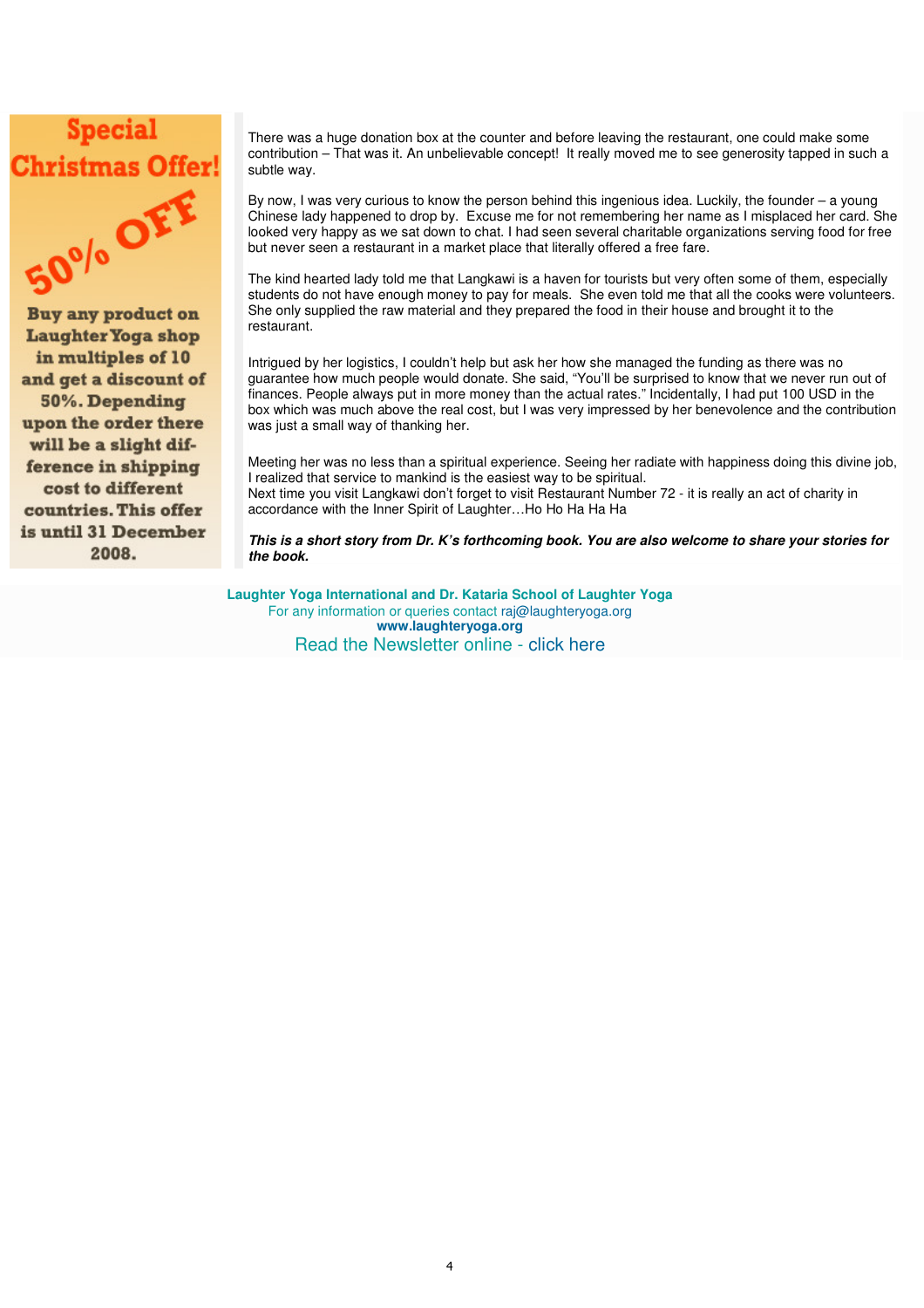## Special Christmas Offer!

**50% OFF**

**Buy any product on Laughter Yoga shop in multiples of 10 and get a discount of 50%. Depending upon the order there will be a slight difference in shipping cost to different countries. This offer is until 31 December 2008.**

There was a huge donation box at the counter and before leaving the restaurant, one could make some contribution – That was it. An unbelievable concept! It really moved me to see generosity tapped in such a subtle way.

By now, I was very curious to know the person behind this ingenious idea. Luckily, the founder – a young Chinese lady happened to drop by. Excuse me for not remembering her name as I misplaced her card. She looked very happy as we sat down to chat. I had seen several charitable organizations serving food for free but never seen a restaurant in a market place that literally offered a free fare.

The kind hearted lady told me that Langkawi is a haven for tourists but very often some of them, especially students do not have enough money to pay for meals. She even told me that all the cooks were volunteers. She only supplied the raw material and they prepared the food in their house and brought it to the restaurant.

Intrigued by her logistics, I couldn't help but ask her how she managed the funding as there was no guarantee how much people would donate. She said, "You'll be surprised to know that we never run out of finances. People always put in more money than the actual rates." Incidentally, I had put 100 USD in the box which was much above the real cost, but I was very impressed by her benevolence and the contribution was just a small way of thanking her.

Meeting her was no less than a spiritual experience. Seeing her radiate with happiness doing this divine job, I realized that service to mankind is the easiest way to be spiritual.
Next time you visit Langkawi don't forget to visit Restaurant Number 72 - it is really an act of charity in accordance with the Inner Spirit of Laughter…Ho Ho Ha Ha Ha

***This is a short story from Dr. K's forthcoming book. You are also welcome to share your stories for the book.***

**Laughter Yoga International and Dr. Kataria School of Laughter Yoga**
For any information or queries contact raj@laughteryoga.org
**www.laughteryoga.org**
Read the Newsletter online - click here